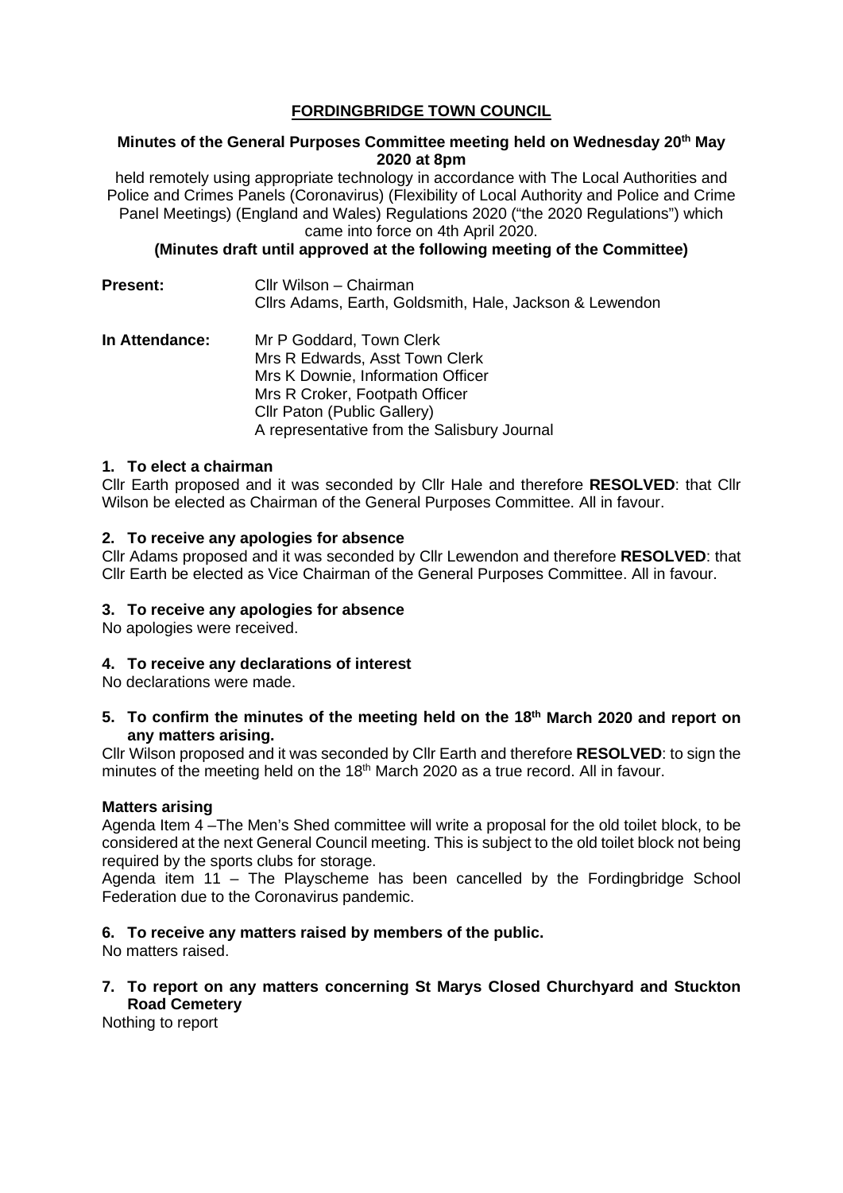# FORDINGBRIDGE TOWN COUNCIL

**Minutes of the General Purposes Committee meeting held on Wednesday 20th May 2020 at 8pm**

held remotely using appropriate technology in accordance with The Local Authorities and Police and Crimes Panels (Coronavirus) (Flexibility of Local Authority and Police and Crime Panel Meetings) (England and Wales) Regulations 2020 ("the 2020 Regulations") which came into force on 4th April 2020.

**(Minutes draft until approved at the following meeting of the Committee)**

**Present:** Cllr Wilson – Chairman
Cllrs Adams, Earth, Goldsmith, Hale, Jackson & Lewendon

**In Attendance:** Mr P Goddard, Town Clerk
Mrs R Edwards, Asst Town Clerk
Mrs K Downie, Information Officer
Mrs R Croker, Footpath Officer
Cllr Paton (Public Gallery)
A representative from the Salisbury Journal

**1. To elect a chairman**

Cllr Earth proposed and it was seconded by Cllr Hale and therefore **RESOLVED**: that Cllr Wilson be elected as Chairman of the General Purposes Committee. All in favour.

**2. To receive any apologies for absence**

Cllr Adams proposed and it was seconded by Cllr Lewendon and therefore **RESOLVED**: that Cllr Earth be elected as Vice Chairman of the General Purposes Committee. All in favour.

**3. To receive any apologies for absence**

No apologies were received.

**4. To receive any declarations of interest**

No declarations were made.

**5. To confirm the minutes of the meeting held on the 18th March 2020 and report on any matters arising.**

Cllr Wilson proposed and it was seconded by Cllr Earth and therefore **RESOLVED**: to sign the minutes of the meeting held on the 18th March 2020 as a true record. All in favour.

**Matters arising**

Agenda Item 4 –The Men's Shed committee will write a proposal for the old toilet block, to be considered at the next General Council meeting. This is subject to the old toilet block not being required by the sports clubs for storage.

Agenda item 11 – The Playscheme has been cancelled by the Fordingbridge School Federation due to the Coronavirus pandemic.

**6. To receive any matters raised by members of the public.**

No matters raised.

**7. To report on any matters concerning St Marys Closed Churchyard and Stuckton Road Cemetery**

Nothing to report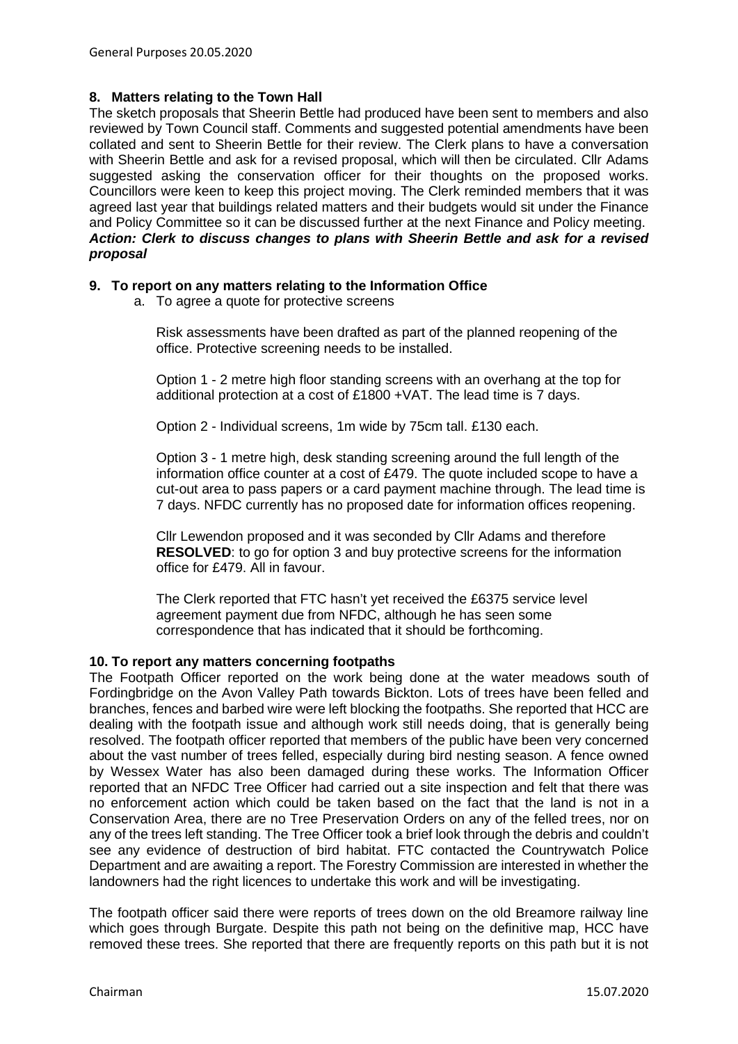## 8. Matters relating to the Town Hall

The sketch proposals that Sheerin Bettle had produced have been sent to members and also reviewed by Town Council staff. Comments and suggested potential amendments have been collated and sent to Sheerin Bettle for their review. The Clerk plans to have a conversation with Sheerin Bettle and ask for a revised proposal, which will then be circulated. Cllr Adams suggested asking the conservation officer for their thoughts on the proposed works. Councillors were keen to keep this project moving. The Clerk reminded members that it was agreed last year that buildings related matters and their budgets would sit under the Finance and Policy Committee so it can be discussed further at the next Finance and Policy meeting.

***Action: Clerk to discuss changes to plans with Sheerin Bettle and ask for a revised proposal***

## 9. To report on any matters relating to the Information Office

a. To agree a quote for protective screens

Risk assessments have been drafted as part of the planned reopening of the office. Protective screening needs to be installed.

Option 1 - 2 metre high floor standing screens with an overhang at the top for additional protection at a cost of £1800 +VAT. The lead time is 7 days.

Option 2 - Individual screens, 1m wide by 75cm tall. £130 each.

Option 3 - 1 metre high, desk standing screening around the full length of the information office counter at a cost of £479. The quote included scope to have a cut-out area to pass papers or a card payment machine through. The lead time is 7 days. NFDC currently has no proposed date for information offices reopening.

Cllr Lewendon proposed and it was seconded by Cllr Adams and therefore **RESOLVED**: to go for option 3 and buy protective screens for the information office for £479. All in favour.

The Clerk reported that FTC hasn't yet received the £6375 service level agreement payment due from NFDC, although he has seen some correspondence that has indicated that it should be forthcoming.

## 10. To report any matters concerning footpaths

The Footpath Officer reported on the work being done at the water meadows south of Fordingbridge on the Avon Valley Path towards Bickton. Lots of trees have been felled and branches, fences and barbed wire were left blocking the footpaths. She reported that HCC are dealing with the footpath issue and although work still needs doing, that is generally being resolved. The footpath officer reported that members of the public have been very concerned about the vast number of trees felled, especially during bird nesting season. A fence owned by Wessex Water has also been damaged during these works. The Information Officer reported that an NFDC Tree Officer had carried out a site inspection and felt that there was no enforcement action which could be taken based on the fact that the land is not in a Conservation Area, there are no Tree Preservation Orders on any of the felled trees, nor on any of the trees left standing. The Tree Officer took a brief look through the debris and couldn't see any evidence of destruction of bird habitat. FTC contacted the Countrywatch Police Department and are awaiting a report. The Forestry Commission are interested in whether the landowners had the right licences to undertake this work and will be investigating.

The footpath officer said there were reports of trees down on the old Breamore railway line which goes through Burgate. Despite this path not being on the definitive map, HCC have removed these trees. She reported that there are frequently reports on this path but it is not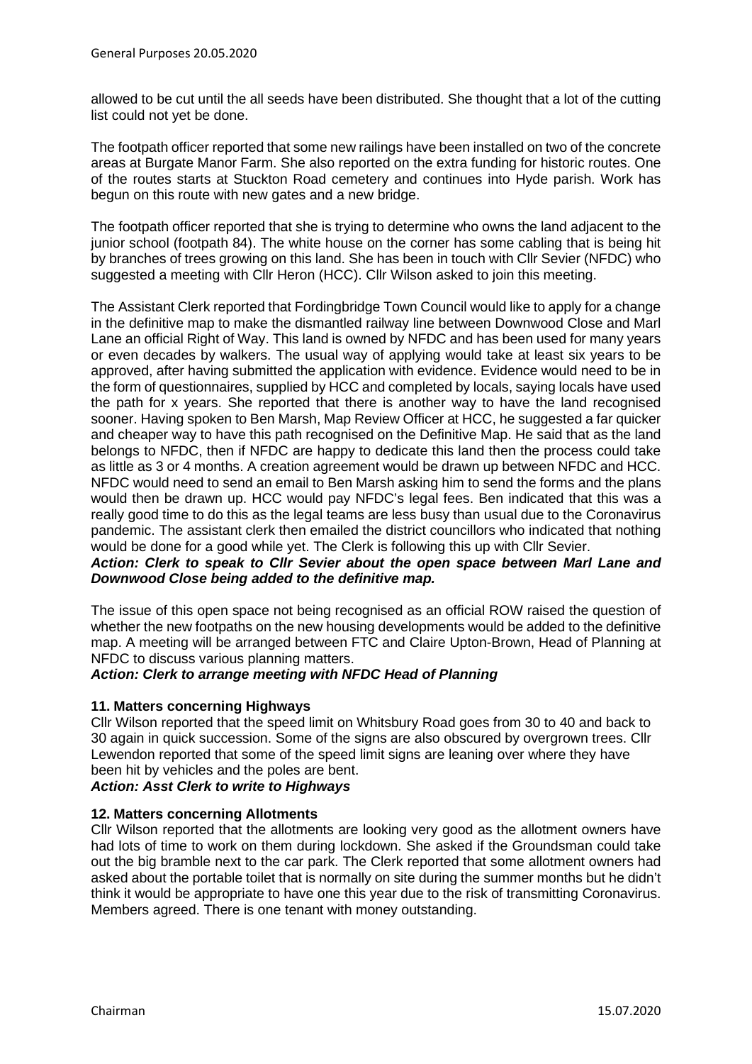allowed to be cut until the all seeds have been distributed. She thought that a lot of the cutting list could not yet be done.

The footpath officer reported that some new railings have been installed on two of the concrete areas at Burgate Manor Farm. She also reported on the extra funding for historic routes. One of the routes starts at Stuckton Road cemetery and continues into Hyde parish. Work has begun on this route with new gates and a new bridge.

The footpath officer reported that she is trying to determine who owns the land adjacent to the junior school (footpath 84). The white house on the corner has some cabling that is being hit by branches of trees growing on this land. She has been in touch with Cllr Sevier (NFDC) who suggested a meeting with Cllr Heron (HCC). Cllr Wilson asked to join this meeting.

The Assistant Clerk reported that Fordingbridge Town Council would like to apply for a change in the definitive map to make the dismantled railway line between Downwood Close and Marl Lane an official Right of Way. This land is owned by NFDC and has been used for many years or even decades by walkers. The usual way of applying would take at least six years to be approved, after having submitted the application with evidence. Evidence would need to be in the form of questionnaires, supplied by HCC and completed by locals, saying locals have used the path for x years. She reported that there is another way to have the land recognised sooner. Having spoken to Ben Marsh, Map Review Officer at HCC, he suggested a far quicker and cheaper way to have this path recognised on the Definitive Map. He said that as the land belongs to NFDC, then if NFDC are happy to dedicate this land then the process could take as little as 3 or 4 months. A creation agreement would be drawn up between NFDC and HCC. NFDC would need to send an email to Ben Marsh asking him to send the forms and the plans would then be drawn up. HCC would pay NFDC's legal fees. Ben indicated that this was a really good time to do this as the legal teams are less busy than usual due to the Coronavirus pandemic. The assistant clerk then emailed the district councillors who indicated that nothing would be done for a good while yet. The Clerk is following this up with Cllr Sevier.

***Action: Clerk to speak to Cllr Sevier about the open space between Marl Lane and Downwood Close being added to the definitive map.***

The issue of this open space not being recognised as an official ROW raised the question of whether the new footpaths on the new housing developments would be added to the definitive map. A meeting will be arranged between FTC and Claire Upton-Brown, Head of Planning at NFDC to discuss various planning matters.

***Action: Clerk to arrange meeting with NFDC Head of Planning***

**11. Matters concerning Highways**

Cllr Wilson reported that the speed limit on Whitsbury Road goes from 30 to 40 and back to 30 again in quick succession. Some of the signs are also obscured by overgrown trees. Cllr Lewendon reported that some of the speed limit signs are leaning over where they have been hit by vehicles and the poles are bent.

***Action: Asst Clerk to write to Highways***

**12. Matters concerning Allotments**

Cllr Wilson reported that the allotments are looking very good as the allotment owners have had lots of time to work on them during lockdown. She asked if the Groundsman could take out the big bramble next to the car park. The Clerk reported that some allotment owners had asked about the portable toilet that is normally on site during the summer months but he didn't think it would be appropriate to have one this year due to the risk of transmitting Coronavirus. Members agreed. There is one tenant with money outstanding.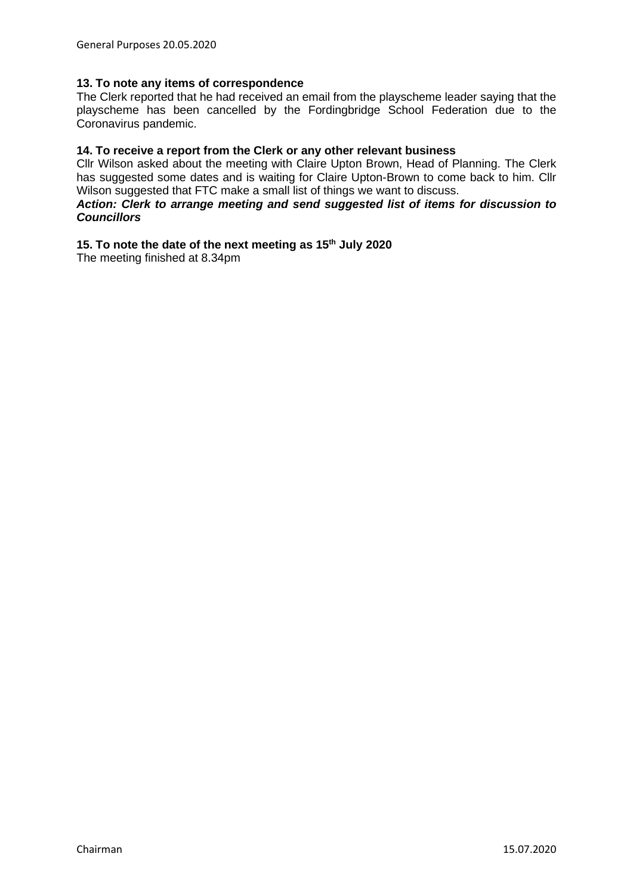**13. To note any items of correspondence**

The Clerk reported that he had received an email from the playscheme leader saying that the playscheme has been cancelled by the Fordingbridge School Federation due to the Coronavirus pandemic.

**14. To receive a report from the Clerk or any other relevant business**

Cllr Wilson asked about the meeting with Claire Upton Brown, Head of Planning. The Clerk has suggested some dates and is waiting for Claire Upton-Brown to come back to him. Cllr Wilson suggested that FTC make a small list of things we want to discuss.

***Action: Clerk to arrange meeting and send suggested list of items for discussion to Councillors***

**15. To note the date of the next meeting as 15th July 2020**

The meeting finished at 8.34pm

Chairman 15.07.2020